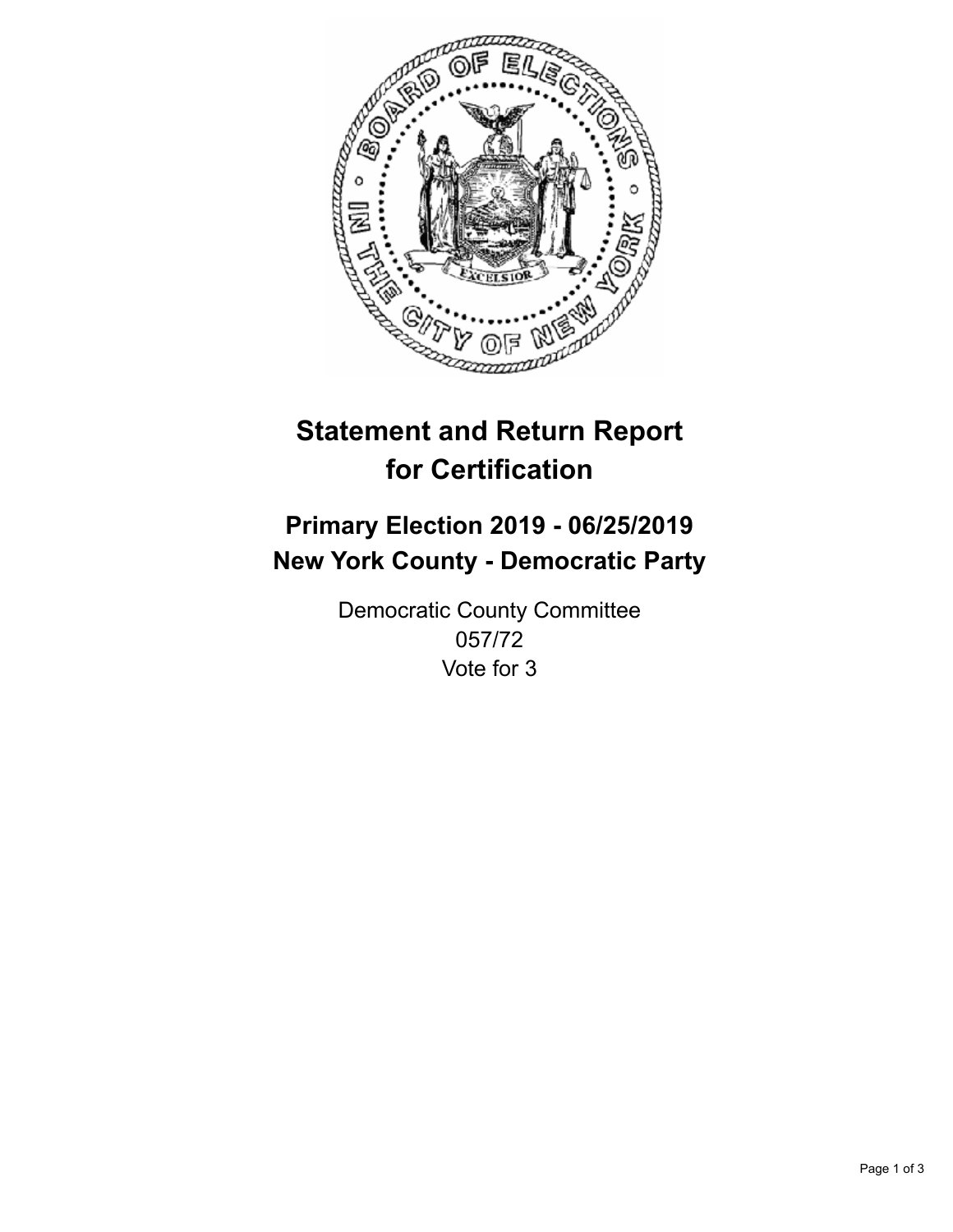# Statement and Return Report for Certification

## Primary Election 2019 - 06/25/2019
## New York County - Democratic Party

Democratic County Committee
057/72
Vote for 3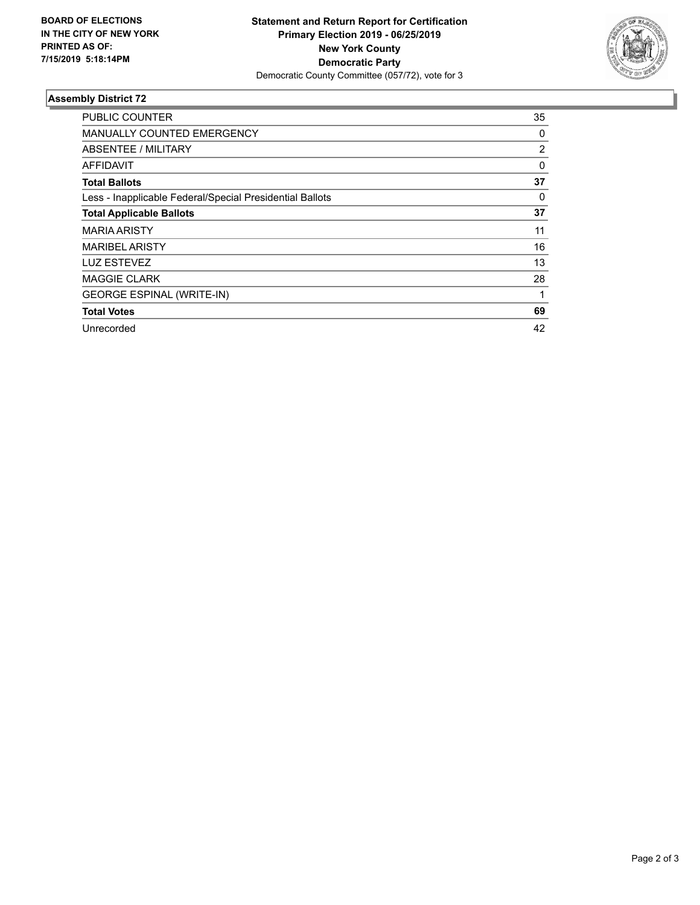**BOARD OF ELECTIONS IN THE CITY OF NEW YORK PRINTED AS OF: 7/15/2019 5:18:14PM**

**Statement and Return Report for Certification**
**Primary Election 2019 - 06/25/2019**
**New York County**
**Democratic Party**
Democratic County Committee (057/72), vote for 3

### Assembly District 72

| | |
|---|---|
| PUBLIC COUNTER | 35 |
| MANUALLY COUNTED EMERGENCY | 0 |
| ABSENTEE / MILITARY | 2 |
| AFFIDAVIT | 0 |
| **Total Ballots** | **37** |
| Less - Inapplicable Federal/Special Presidential Ballots | 0 |
| **Total Applicable Ballots** | **37** |
| MARIA ARISTY | 11 |
| MARIBEL ARISTY | 16 |
| LUZ ESTEVEZ | 13 |
| MAGGIE CLARK | 28 |
| GEORGE ESPINAL (WRITE-IN) | 1 |
| **Total Votes** | **69** |
| Unrecorded | 42 |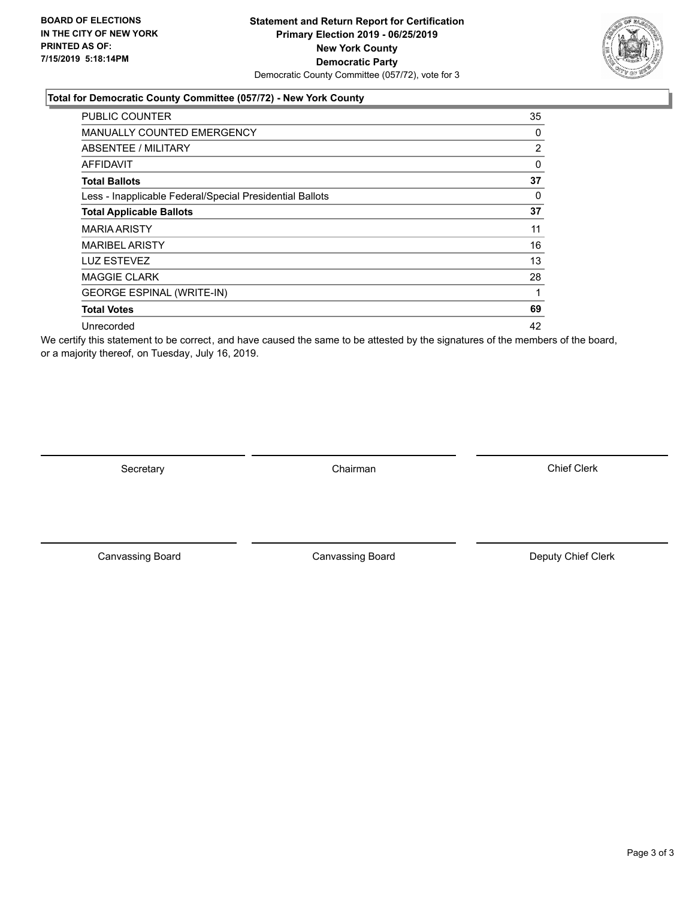**BOARD OF ELECTIONS IN THE CITY OF NEW YORK PRINTED AS OF: 7/15/2019 5:18:14PM**

**Statement and Return Report for Certification**
**Primary Election 2019 - 06/25/2019**
**New York County**
**Democratic Party**
Democratic County Committee (057/72), vote for 3

### Total for Democratic County Committee (057/72) - New York County

| | |
|---|---|
| PUBLIC COUNTER | 35 |
| MANUALLY COUNTED EMERGENCY | 0 |
| ABSENTEE / MILITARY | 2 |
| AFFIDAVIT | 0 |
| **Total Ballots** | **37** |
| Less - Inapplicable Federal/Special Presidential Ballots | 0 |
| **Total Applicable Ballots** | **37** |
| MARIA ARISTY | 11 |
| MARIBEL ARISTY | 16 |
| LUZ ESTEVEZ | 13 |
| MAGGIE CLARK | 28 |
| GEORGE ESPINAL (WRITE-IN) | 1 |
| **Total Votes** | **69** |
| Unrecorded | 42 |

We certify this statement to be correct, and have caused the same to be attested by the signatures of the members of the board, or a majority thereof, on Tuesday, July 16, 2019.

Secretary

Chairman

Chief Clerk

Canvassing Board

Canvassing Board

Deputy Chief Clerk